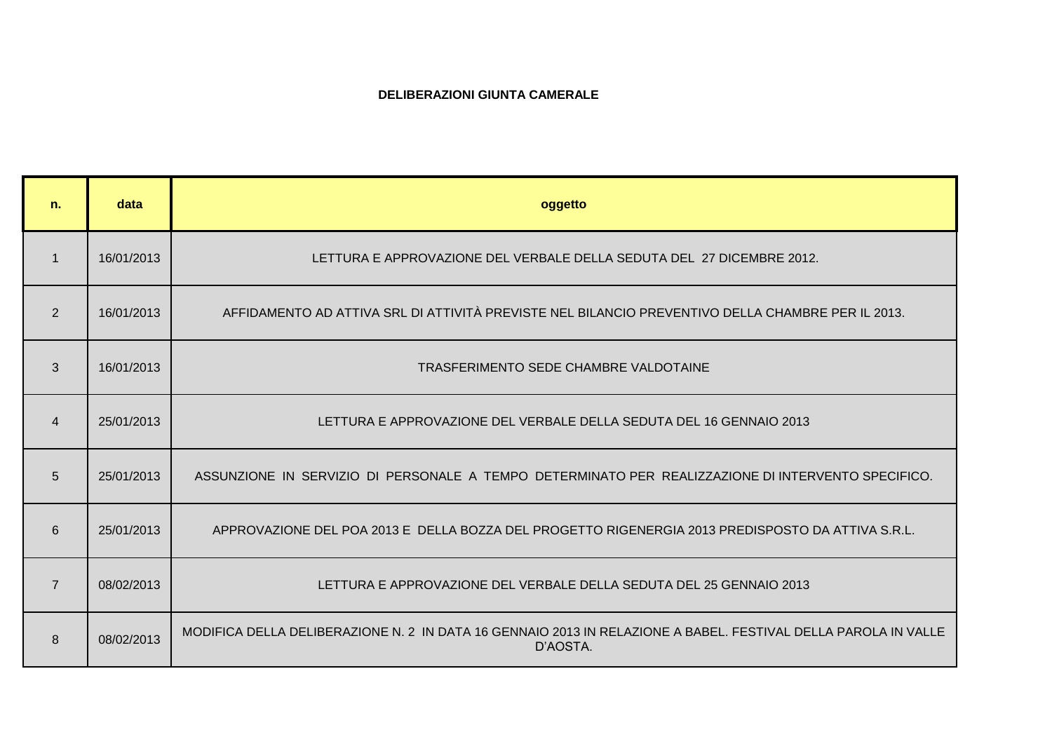**DELIBERAZIONI GIUNTA CAMERALE**

| n. | data | oggetto |
|---|---|---|
| 1 | 16/01/2013 | LETTURA E APPROVAZIONE DEL VERBALE DELLA SEDUTA DEL 27 DICEMBRE 2012. |
| 2 | 16/01/2013 | AFFIDAMENTO AD ATTIVA SRL DI ATTIVITÀ PREVISTE NEL BILANCIO PREVENTIVO DELLA CHAMBRE PER IL 2013. |
| 3 | 16/01/2013 | TRASFERIMENTO SEDE CHAMBRE VALDOTAINE |
| 4 | 25/01/2013 | LETTURA E APPROVAZIONE DEL VERBALE DELLA SEDUTA DEL 16 GENNAIO 2013 |
| 5 | 25/01/2013 | ASSUNZIONE IN SERVIZIO DI PERSONALE A TEMPO DETERMINATO PER REALIZZAZIONE DI INTERVENTO SPECIFICO. |
| 6 | 25/01/2013 | APPROVAZIONE DEL POA 2013 E DELLA BOZZA DEL PROGETTO RIGENERGIA 2013 PREDISPOSTO DA ATTIVA S.R.L. |
| 7 | 08/02/2013 | LETTURA E APPROVAZIONE DEL VERBALE DELLA SEDUTA DEL 25 GENNAIO 2013 |
| 8 | 08/02/2013 | MODIFICA DELLA DELIBERAZIONE N. 2 IN DATA 16 GENNAIO 2013 IN RELAZIONE A BABEL. FESTIVAL DELLA PAROLA IN VALLE D'AOSTA. |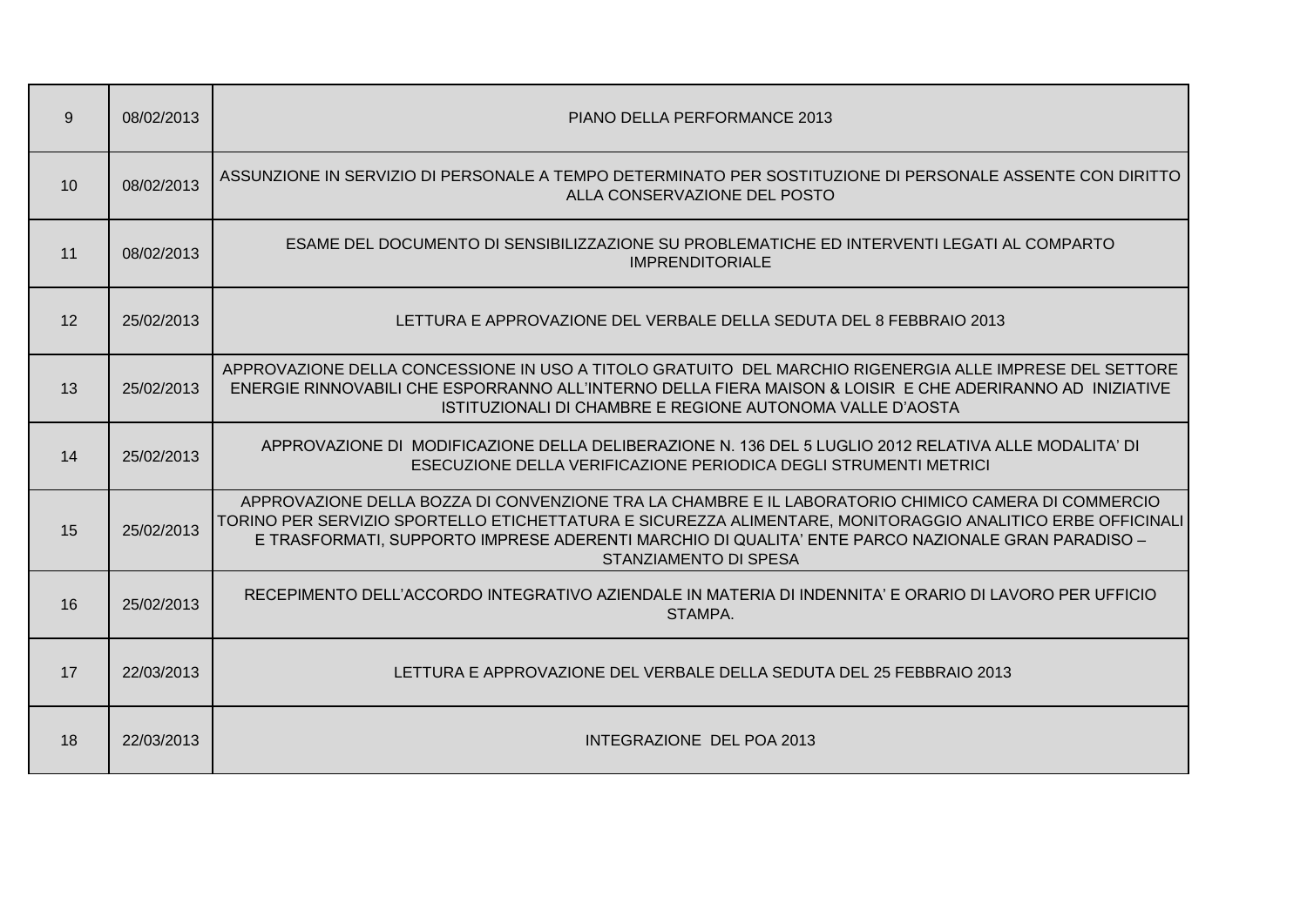| | | |
|---|---|---|
| 9 | 08/02/2013 | PIANO DELLA PERFORMANCE 2013 |
| 10 | 08/02/2013 | ASSUNZIONE IN SERVIZIO DI PERSONALE A TEMPO DETERMINATO PER SOSTITUZIONE DI PERSONALE ASSENTE CON DIRITTO ALLA CONSERVAZIONE DEL POSTO |
| 11 | 08/02/2013 | ESAME DEL DOCUMENTO DI SENSIBILIZZAZIONE SU PROBLEMATICHE ED INTERVENTI LEGATI AL COMPARTO IMPRENDITORIALE |
| 12 | 25/02/2013 | LETTURA E APPROVAZIONE DEL VERBALE DELLA SEDUTA DEL 8 FEBBRAIO 2013 |
| 13 | 25/02/2013 | APPROVAZIONE DELLA CONCESSIONE IN USO A TITOLO GRATUITO DEL MARCHIO RIGENERGIA ALLE IMPRESE DEL SETTORE ENERGIE RINNOVABILI CHE ESPORRANNO ALL'INTERNO DELLA FIERA MAISON & LOISIR E CHE ADERIRANNO AD INIZIATIVE ISTITUZIONALI DI CHAMBRE E REGIONE AUTONOMA VALLE D'AOSTA |
| 14 | 25/02/2013 | APPROVAZIONE DI MODIFICAZIONE DELLA DELIBERAZIONE N. 136 DEL 5 LUGLIO 2012 RELATIVA ALLE MODALITA' DI ESECUZIONE DELLA VERIFICAZIONE PERIODICA DEGLI STRUMENTI METRICI |
| 15 | 25/02/2013 | APPROVAZIONE DELLA BOZZA DI CONVENZIONE TRA LA CHAMBRE E IL LABORATORIO CHIMICO CAMERA DI COMMERCIO TORINO PER SERVIZIO SPORTELLO ETICHETTATURA E SICUREZZA ALIMENTARE, MONITORAGGIO ANALITICO ERBE OFFICINALI E TRASFORMATI, SUPPORTO IMPRESE ADERENTI MARCHIO DI QUALITA' ENTE PARCO NAZIONALE GRAN PARADISO – STANZIAMENTO DI SPESA |
| 16 | 25/02/2013 | RECEPIMENTO DELL'ACCORDO INTEGRATIVO AZIENDALE IN MATERIA DI INDENNITA' E ORARIO DI LAVORO PER UFFICIO STAMPA. |
| 17 | 22/03/2013 | LETTURA E APPROVAZIONE DEL VERBALE DELLA SEDUTA DEL 25 FEBBRAIO 2013 |
| 18 | 22/03/2013 | INTEGRAZIONE DEL POA 2013 |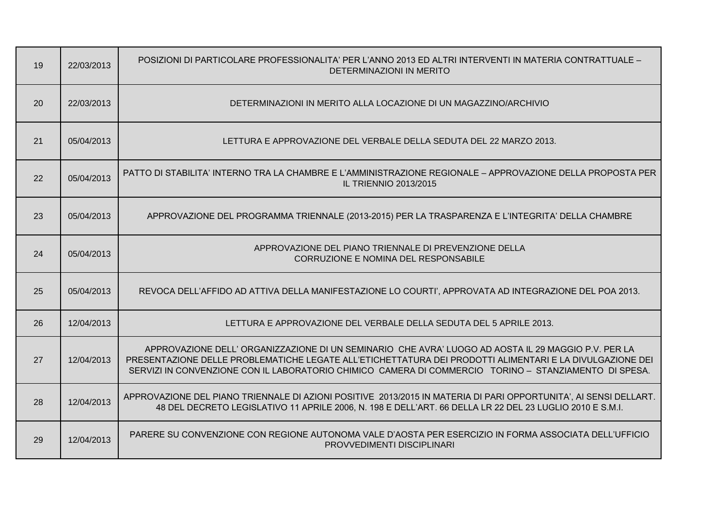| | | |
|---|---|---|
| 19 | 22/03/2013 | POSIZIONI DI PARTICOLARE PROFESSIONALITA' PER L'ANNO 2013 ED ALTRI INTERVENTI IN MATERIA CONTRATTUALE – DETERMINAZIONI IN MERITO |
| 20 | 22/03/2013 | DETERMINAZIONI IN MERITO ALLA LOCAZIONE DI UN MAGAZZINO/ARCHIVIO |
| 21 | 05/04/2013 | LETTURA E APPROVAZIONE DEL VERBALE DELLA SEDUTA DEL 22 MARZO 2013. |
| 22 | 05/04/2013 | PATTO DI STABILITA' INTERNO TRA LA CHAMBRE E L'AMMINISTRAZIONE REGIONALE – APPROVAZIONE DELLA PROPOSTA PER IL TRIENNIO 2013/2015 |
| 23 | 05/04/2013 | APPROVAZIONE DEL PROGRAMMA TRIENNALE (2013-2015) PER LA TRASPARENZA E L'INTEGRITA' DELLA CHAMBRE |
| 24 | 05/04/2013 | APPROVAZIONE DEL PIANO TRIENNALE DI PREVENZIONE DELLA CORRUZIONE E NOMINA DEL RESPONSABILE |
| 25 | 05/04/2013 | REVOCA DELL'AFFIDO AD ATTIVA DELLA MANIFESTAZIONE LO COURTI', APPROVATA AD INTEGRAZIONE DEL POA 2013. |
| 26 | 12/04/2013 | LETTURA E APPROVAZIONE DEL VERBALE DELLA SEDUTA DEL 5 APRILE 2013. |
| 27 | 12/04/2013 | APPROVAZIONE DELL' ORGANIZZAZIONE DI UN SEMINARIO CHE AVRA' LUOGO AD AOSTA IL 29 MAGGIO P.V. PER LA PRESENTAZIONE DELLE PROBLEMATICHE LEGATE ALL'ETICHETTATURA DEI PRODOTTI ALIMENTARI E LA DIVULGAZIONE DEI SERVIZI IN CONVENZIONE CON IL LABORATORIO CHIMICO CAMERA DI COMMERCIO TORINO – STANZIAMENTO DI SPESA. |
| 28 | 12/04/2013 | APPROVAZIONE DEL PIANO TRIENNALE DI AZIONI POSITIVE 2013/2015 IN MATERIA DI PARI OPPORTUNITA', AI SENSI DELLART. 48 DEL DECRETO LEGISLATIVO 11 APRILE 2006, N. 198 E DELL'ART. 66 DELLA LR 22 DEL 23 LUGLIO 2010 E S.M.I. |
| 29 | 12/04/2013 | PARERE SU CONVENZIONE CON REGIONE AUTONOMA VALE D'AOSTA PER ESERCIZIO IN FORMA ASSOCIATA DELL'UFFICIO PROVVEDIMENTI DISCIPLINARI |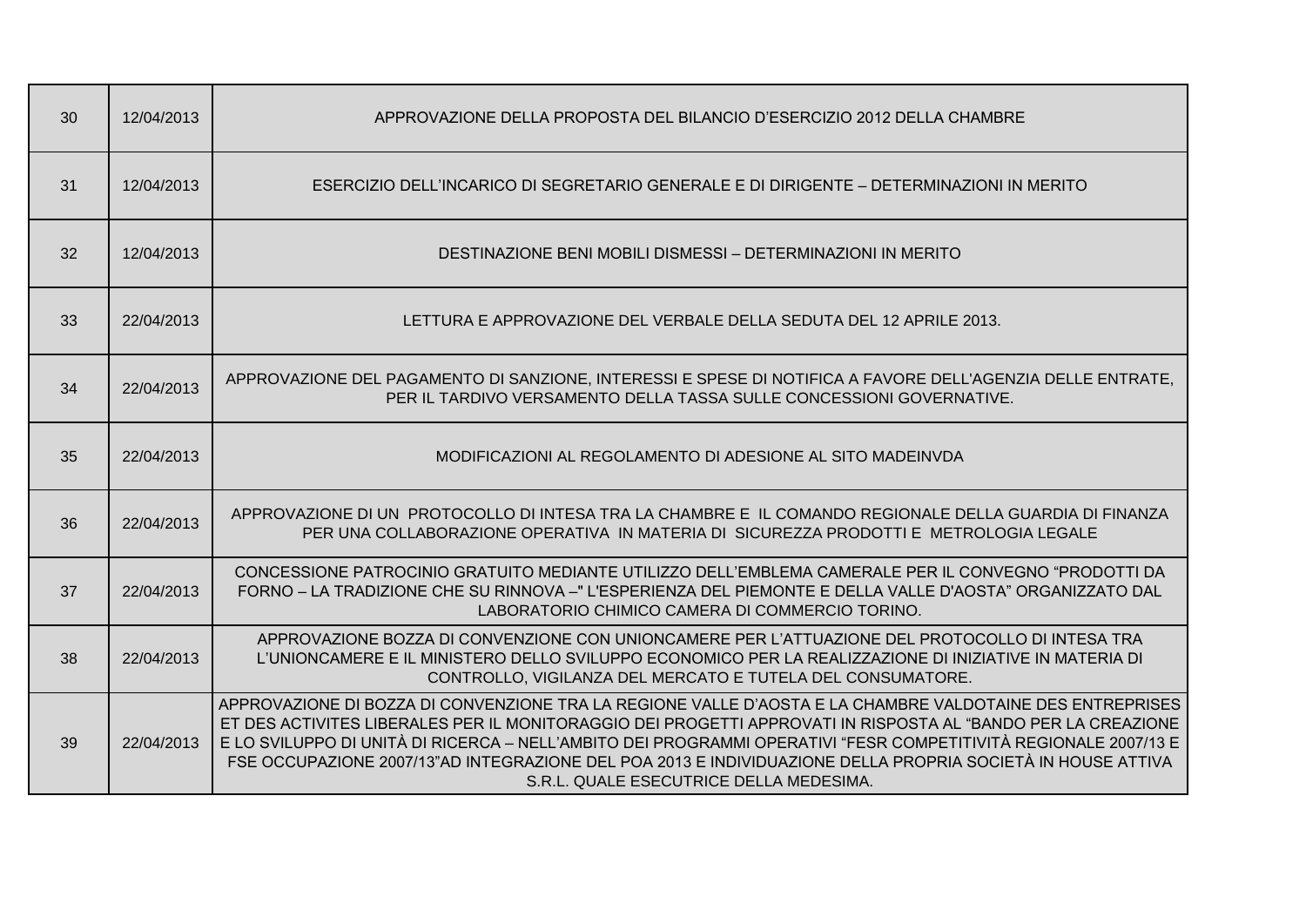| | | |
|---|---|---|
| 30 | 12/04/2013 | APPROVAZIONE DELLA PROPOSTA DEL BILANCIO D'ESERCIZIO 2012 DELLA CHAMBRE |
| 31 | 12/04/2013 | ESERCIZIO DELL'INCARICO DI SEGRETARIO GENERALE E DI DIRIGENTE – DETERMINAZIONI IN MERITO |
| 32 | 12/04/2013 | DESTINAZIONE BENI MOBILI DISMESSI – DETERMINAZIONI IN MERITO |
| 33 | 22/04/2013 | LETTURA E APPROVAZIONE DEL VERBALE DELLA SEDUTA DEL 12 APRILE 2013. |
| 34 | 22/04/2013 | APPROVAZIONE DEL PAGAMENTO DI SANZIONE, INTERESSI E SPESE DI NOTIFICA A FAVORE DELL'AGENZIA DELLE ENTRATE, PER IL TARDIVO VERSAMENTO DELLA TASSA SULLE CONCESSIONI GOVERNATIVE. |
| 35 | 22/04/2013 | MODIFICAZIONI AL REGOLAMENTO DI ADESIONE AL SITO MADEINVDA |
| 36 | 22/04/2013 | APPROVAZIONE DI UN PROTOCOLLO DI INTESA TRA LA CHAMBRE E IL COMANDO REGIONALE DELLA GUARDIA DI FINANZA PER UNA COLLABORAZIONE OPERATIVA IN MATERIA DI SICUREZZA PRODOTTI E METROLOGIA LEGALE |
| 37 | 22/04/2013 | CONCESSIONE PATROCINIO GRATUITO MEDIANTE UTILIZZO DELL'EMBLEMA CAMERALE PER IL CONVEGNO "PRODOTTI DA FORNO – LA TRADIZIONE CHE SU RINNOVA –" L'ESPERIENZA DEL PIEMONTE E DELLA VALLE D'AOSTA" ORGANIZZATO DAL LABORATORIO CHIMICO CAMERA DI COMMERCIO TORINO. |
| 38 | 22/04/2013 | APPROVAZIONE BOZZA DI CONVENZIONE CON UNIONCAMERE PER L'ATTUAZIONE DEL PROTOCOLLO DI INTESA TRA L'UNIONCAMERE E IL MINISTERO DELLO SVILUPPO ECONOMICO PER LA REALIZZAZIONE DI INIZIATIVE IN MATERIA DI CONTROLLO, VIGILANZA DEL MERCATO E TUTELA DEL CONSUMATORE. |
| 39 | 22/04/2013 | APPROVAZIONE DI BOZZA DI CONVENZIONE TRA LA REGIONE VALLE D'AOSTA E LA CHAMBRE VALDOTAINE DES ENTREPRISES ET DES ACTIVITES LIBERALES PER IL MONITORAGGIO DEI PROGETTI APPROVATI IN RISPOSTA AL "BANDO PER LA CREAZIONE E LO SVILUPPO DI UNITÀ DI RICERCA – NELL'AMBITO DEI PROGRAMMI OPERATIVI "FESR COMPETITIVITÀ REGIONALE 2007/13 E FSE OCCUPAZIONE 2007/13"AD INTEGRAZIONE DEL POA 2013 E INDIVIDUAZIONE DELLA PROPRIA SOCIETÀ IN HOUSE ATTIVA S.R.L. QUALE ESECUTRICE DELLA MEDESIMA. |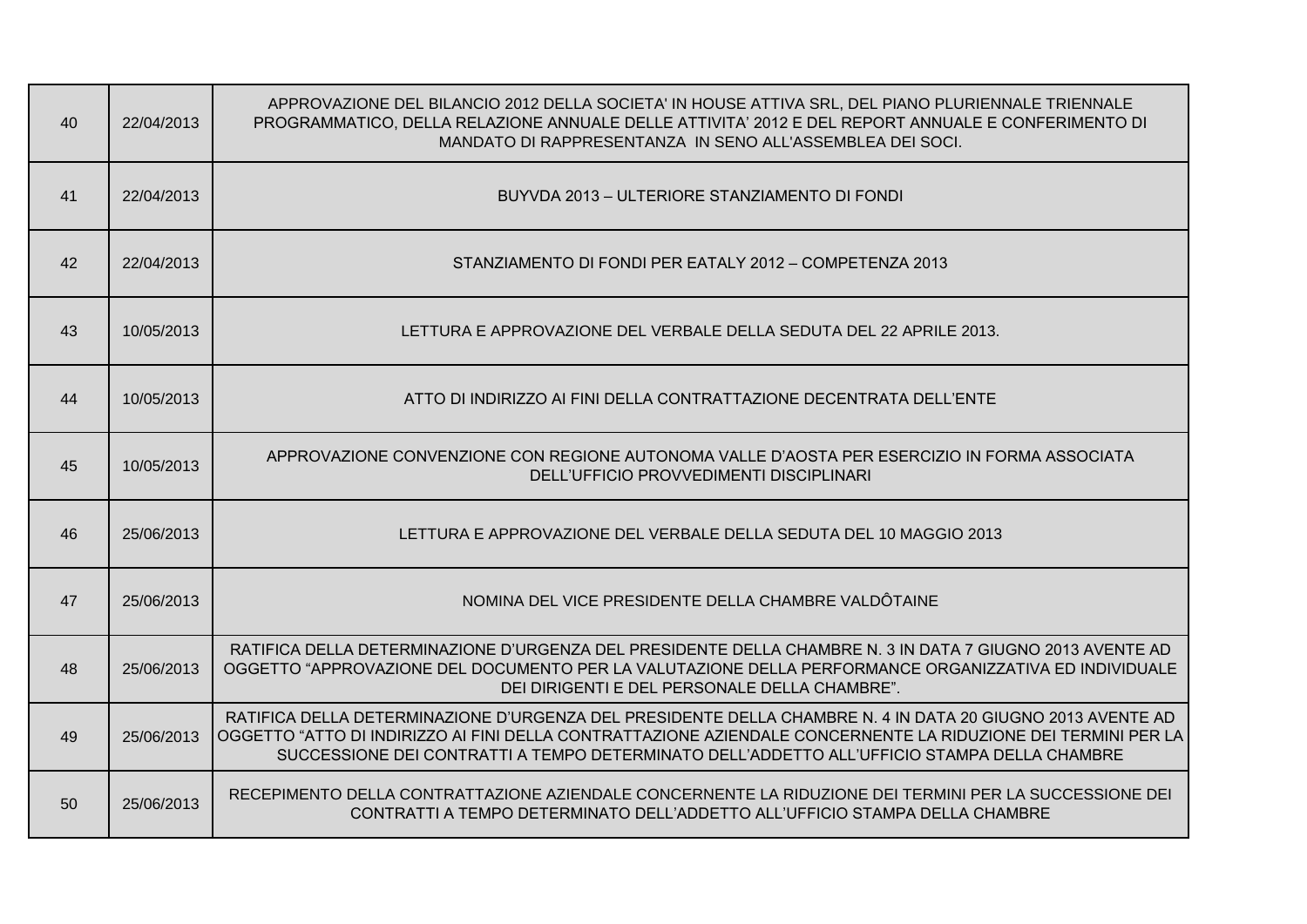| | | |
|---|---|---|
| 40 | 22/04/2013 | APPROVAZIONE DEL BILANCIO 2012 DELLA SOCIETA' IN HOUSE ATTIVA SRL, DEL PIANO PLURIENNALE TRIENNALE PROGRAMMATICO, DELLA RELAZIONE ANNUALE DELLE ATTIVITA' 2012 E DEL REPORT ANNUALE E CONFERIMENTO DI MANDATO DI RAPPRESENTANZA IN SENO ALL'ASSEMBLEA DEI SOCI. |
| 41 | 22/04/2013 | BUYVDA 2013 – ULTERIORE STANZIAMENTO DI FONDI |
| 42 | 22/04/2013 | STANZIAMENTO DI FONDI PER EATALY 2012 – COMPETENZA 2013 |
| 43 | 10/05/2013 | LETTURA E APPROVAZIONE DEL VERBALE DELLA SEDUTA DEL 22 APRILE 2013. |
| 44 | 10/05/2013 | ATTO DI INDIRIZZO AI FINI DELLA CONTRATTAZIONE DECENTRATA DELL'ENTE |
| 45 | 10/05/2013 | APPROVAZIONE CONVENZIONE CON REGIONE AUTONOMA VALLE D'AOSTA PER ESERCIZIO IN FORMA ASSOCIATA DELL'UFFICIO PROVVEDIMENTI DISCIPLINARI |
| 46 | 25/06/2013 | LETTURA E APPROVAZIONE DEL VERBALE DELLA SEDUTA DEL 10 MAGGIO 2013 |
| 47 | 25/06/2013 | NOMINA DEL VICE PRESIDENTE DELLA CHAMBRE VALDÔTAINE |
| 48 | 25/06/2013 | RATIFICA DELLA DETERMINAZIONE D'URGENZA DEL PRESIDENTE DELLA CHAMBRE N. 3 IN DATA 7 GIUGNO 2013 AVENTE AD OGGETTO "APPROVAZIONE DEL DOCUMENTO PER LA VALUTAZIONE DELLA PERFORMANCE ORGANIZZATIVA ED INDIVIDUALE DEI DIRIGENTI E DEL PERSONALE DELLA CHAMBRE". |
| 49 | 25/06/2013 | RATIFICA DELLA DETERMINAZIONE D'URGENZA DEL PRESIDENTE DELLA CHAMBRE N. 4 IN DATA 20 GIUGNO 2013 AVENTE AD OGGETTO "ATTO DI INDIRIZZO AI FINI DELLA CONTRATTAZIONE AZIENDALE CONCERNENTE LA RIDUZIONE DEI TERMINI PER LA SUCCESSIONE DEI CONTRATTI A TEMPO DETERMINATO DELL'ADDETTO ALL'UFFICIO STAMPA DELLA CHAMBRE |
| 50 | 25/06/2013 | RECEPIMENTO DELLA CONTRATTAZIONE AZIENDALE CONCERNENTE LA RIDUZIONE DEI TERMINI PER LA SUCCESSIONE DEI CONTRATTI A TEMPO DETERMINATO DELL'ADDETTO ALL'UFFICIO STAMPA DELLA CHAMBRE |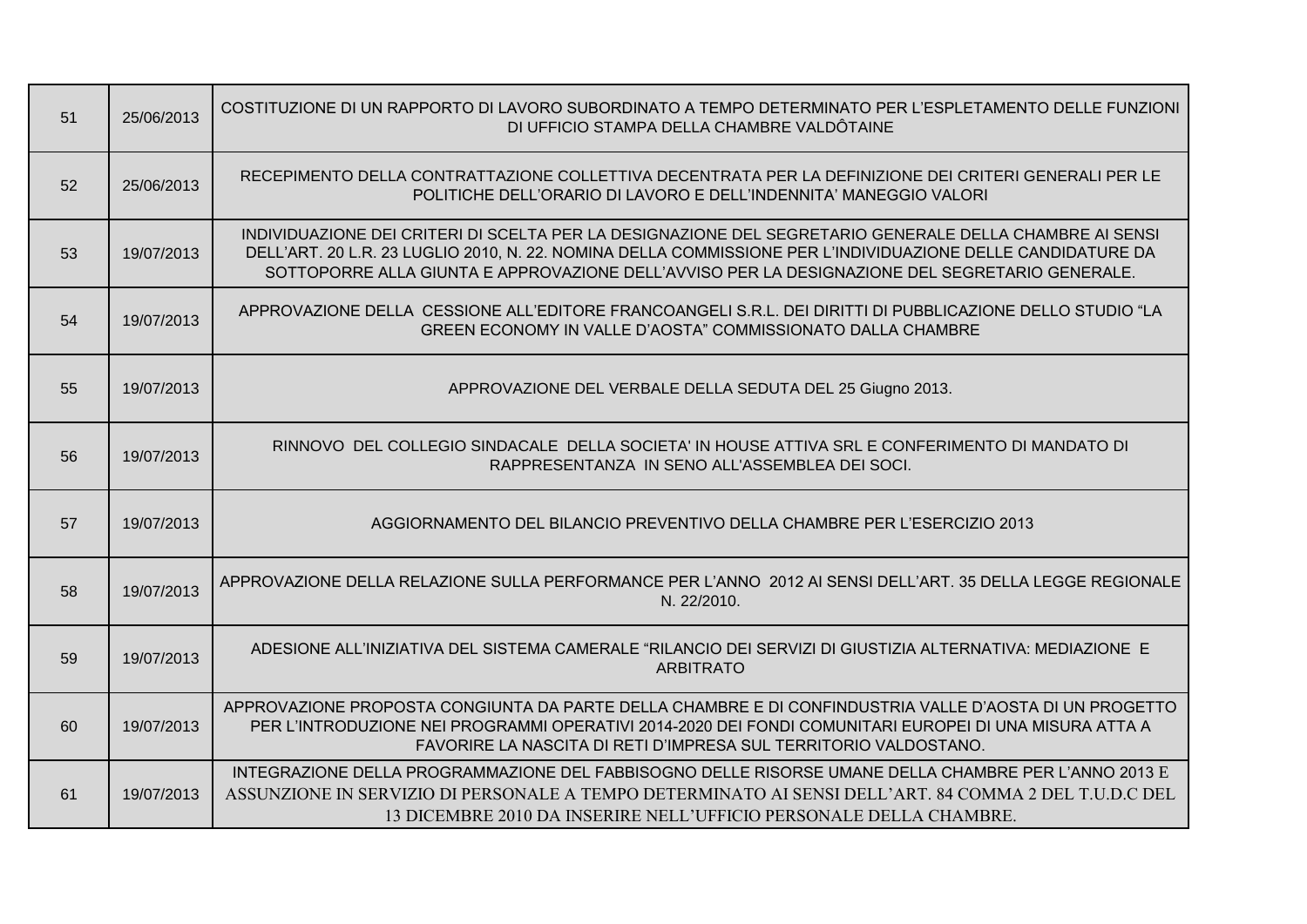| | | |
|---|---|---|
| 51 | 25/06/2013 | COSTITUZIONE DI UN RAPPORTO DI LAVORO SUBORDINATO A TEMPO DETERMINATO PER L'ESPLETAMENTO DELLE FUNZIONI DI UFFICIO STAMPA DELLA CHAMBRE VALDÔTAINE |
| 52 | 25/06/2013 | RECEPIMENTO DELLA CONTRATTAZIONE COLLETTIVA DECENTRATA PER LA DEFINIZIONE DEI CRITERI GENERALI PER LE POLITICHE DELL'ORARIO DI LAVORO E DELL'INDENNITA' MANEGGIO VALORI |
| 53 | 19/07/2013 | INDIVIDUAZIONE DEI CRITERI DI SCELTA PER LA DESIGNAZIONE DEL SEGRETARIO GENERALE DELLA CHAMBRE AI SENSI DELL'ART. 20 L.R. 23 LUGLIO 2010, N. 22. NOMINA DELLA COMMISSIONE PER L'INDIVIDUAZIONE DELLE CANDIDATURE DA SOTTOPORRE ALLA GIUNTA E APPROVAZIONE DELL'AVVISO PER LA DESIGNAZIONE DEL SEGRETARIO GENERALE. |
| 54 | 19/07/2013 | APPROVAZIONE DELLA CESSIONE ALL'EDITORE FRANCOANGELI S.R.L. DEI DIRITTI DI PUBBLICAZIONE DELLO STUDIO "LA GREEN ECONOMY IN VALLE D'AOSTA" COMMISSIONATO DALLA CHAMBRE |
| 55 | 19/07/2013 | APPROVAZIONE DEL VERBALE DELLA SEDUTA DEL 25 Giugno 2013. |
| 56 | 19/07/2013 | RINNOVO DEL COLLEGIO SINDACALE DELLA SOCIETA' IN HOUSE ATTIVA SRL E CONFERIMENTO DI MANDATO DI RAPPRESENTANZA IN SENO ALL'ASSEMBLEA DEI SOCI. |
| 57 | 19/07/2013 | AGGIORNAMENTO DEL BILANCIO PREVENTIVO DELLA CHAMBRE PER L'ESERCIZIO 2013 |
| 58 | 19/07/2013 | APPROVAZIONE DELLA RELAZIONE SULLA PERFORMANCE PER L'ANNO 2012 AI SENSI DELL'ART. 35 DELLA LEGGE REGIONALE N. 22/2010. |
| 59 | 19/07/2013 | ADESIONE ALL'INIZIATIVA DEL SISTEMA CAMERALE "RILANCIO DEI SERVIZI DI GIUSTIZIA ALTERNATIVA: MEDIAZIONE E ARBITRATO |
| 60 | 19/07/2013 | APPROVAZIONE PROPOSTA CONGIUNTA DA PARTE DELLA CHAMBRE E DI CONFINDUSTRIA VALLE D'AOSTA DI UN PROGETTO PER L'INTRODUZIONE NEI PROGRAMMI OPERATIVI 2014-2020 DEI FONDI COMUNITARI EUROPEI DI UNA MISURA ATTA A FAVORIRE LA NASCITA DI RETI D'IMPRESA SUL TERRITORIO VALDOSTANO. |
| 61 | 19/07/2013 | INTEGRAZIONE DELLA PROGRAMMAZIONE DEL FABBISOGNO DELLE RISORSE UMANE DELLA CHAMBRE PER L'ANNO 2013 E ASSUNZIONE IN SERVIZIO DI PERSONALE A TEMPO DETERMINATO AI SENSI DELL'ART. 84 COMMA 2 DEL T.U.D.C DEL 13 DICEMBRE 2010 DA INSERIRE NELL'UFFICIO PERSONALE DELLA CHAMBRE. |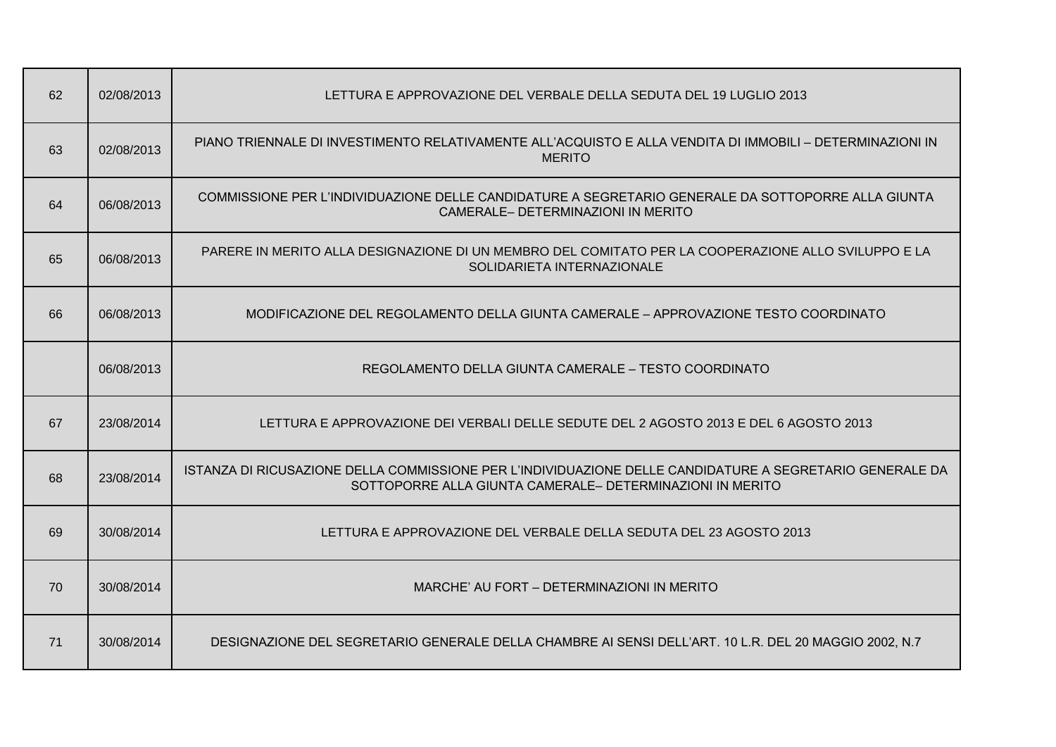| | | |
|---|---|---|
| 62 | 02/08/2013 | LETTURA E APPROVAZIONE DEL VERBALE DELLA SEDUTA DEL 19 LUGLIO 2013 |
| 63 | 02/08/2013 | PIANO TRIENNALE DI INVESTIMENTO RELATIVAMENTE ALL'ACQUISTO E ALLA VENDITA DI IMMOBILI – DETERMINAZIONI IN MERITO |
| 64 | 06/08/2013 | COMMISSIONE PER L'INDIVIDUAZIONE DELLE CANDIDATURE A SEGRETARIO GENERALE DA SOTTOPORRE ALLA GIUNTA CAMERALE– DETERMINAZIONI IN MERITO |
| 65 | 06/08/2013 | PARERE IN MERITO ALLA DESIGNAZIONE DI UN MEMBRO DEL COMITATO PER LA COOPERAZIONE ALLO SVILUPPO E LA SOLIDARIETA INTERNAZIONALE |
| 66 | 06/08/2013 | MODIFICAZIONE DEL REGOLAMENTO DELLA GIUNTA CAMERALE – APPROVAZIONE TESTO COORDINATO |
| | 06/08/2013 | REGOLAMENTO DELLA GIUNTA CAMERALE – TESTO COORDINATO |
| 67 | 23/08/2014 | LETTURA E APPROVAZIONE DEI VERBALI DELLE SEDUTE DEL 2 AGOSTO 2013 E DEL 6 AGOSTO 2013 |
| 68 | 23/08/2014 | ISTANZA DI RICUSAZIONE DELLA COMMISSIONE PER L'INDIVIDUAZIONE DELLE CANDIDATURE A SEGRETARIO GENERALE DA SOTTOPORRE ALLA GIUNTA CAMERALE– DETERMINAZIONI IN MERITO |
| 69 | 30/08/2014 | LETTURA E APPROVAZIONE DEL VERBALE DELLA SEDUTA DEL 23 AGOSTO 2013 |
| 70 | 30/08/2014 | MARCHE' AU FORT – DETERMINAZIONI IN MERITO |
| 71 | 30/08/2014 | DESIGNAZIONE DEL SEGRETARIO GENERALE DELLA CHAMBRE AI SENSI DELL'ART. 10 L.R. DEL 20 MAGGIO 2002, N.7 |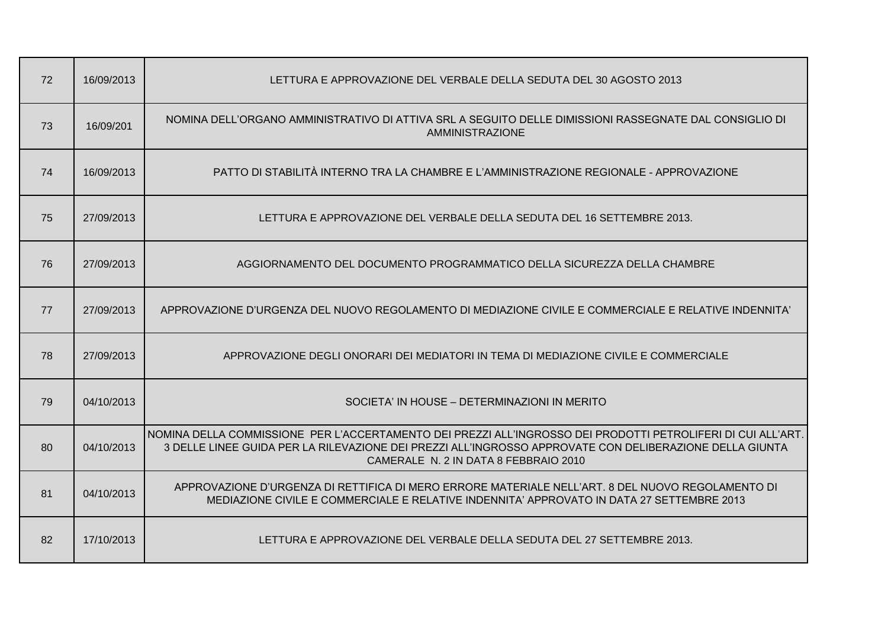| | | |
|---|---|---|
| 72 | 16/09/2013 | LETTURA E APPROVAZIONE DEL VERBALE DELLA SEDUTA DEL 30 AGOSTO 2013 |
| 73 | 16/09/201 | NOMINA DELL'ORGANO AMMINISTRATIVO DI ATTIVA SRL A SEGUITO DELLE DIMISSIONI RASSEGNATE DAL CONSIGLIO DI AMMINISTRAZIONE |
| 74 | 16/09/2013 | PATTO DI STABILITÀ INTERNO TRA LA CHAMBRE E L'AMMINISTRAZIONE REGIONALE - APPROVAZIONE |
| 75 | 27/09/2013 | LETTURA E APPROVAZIONE DEL VERBALE DELLA SEDUTA DEL 16 SETTEMBRE 2013. |
| 76 | 27/09/2013 | AGGIORNAMENTO DEL DOCUMENTO PROGRAMMATICO DELLA SICUREZZA DELLA CHAMBRE |
| 77 | 27/09/2013 | APPROVAZIONE D'URGENZA DEL NUOVO REGOLAMENTO DI MEDIAZIONE CIVILE E COMMERCIALE E RELATIVE INDENNITA' |
| 78 | 27/09/2013 | APPROVAZIONE DEGLI ONORARI DEI MEDIATORI IN TEMA DI MEDIAZIONE CIVILE E COMMERCIALE |
| 79 | 04/10/2013 | SOCIETA' IN HOUSE – DETERMINAZIONI IN MERITO |
| 80 | 04/10/2013 | NOMINA DELLA COMMISSIONE PER L'ACCERTAMENTO DEI PREZZI ALL'INGROSSO DEI PRODOTTI PETROLIFERI DI CUI ALL'ART. 3 DELLE LINEE GUIDA PER LA RILEVAZIONE DEI PREZZI ALL'INGROSSO APPROVATE CON DELIBERAZIONE DELLA GIUNTA CAMERALE N. 2 IN DATA 8 FEBBRAIO 2010 |
| 81 | 04/10/2013 | APPROVAZIONE D'URGENZA DI RETTIFICA DI MERO ERRORE MATERIALE NELL'ART. 8 DEL NUOVO REGOLAMENTO DI MEDIAZIONE CIVILE E COMMERCIALE E RELATIVE INDENNITA' APPROVATO IN DATA 27 SETTEMBRE 2013 |
| 82 | 17/10/2013 | LETTURA E APPROVAZIONE DEL VERBALE DELLA SEDUTA DEL 27 SETTEMBRE 2013. |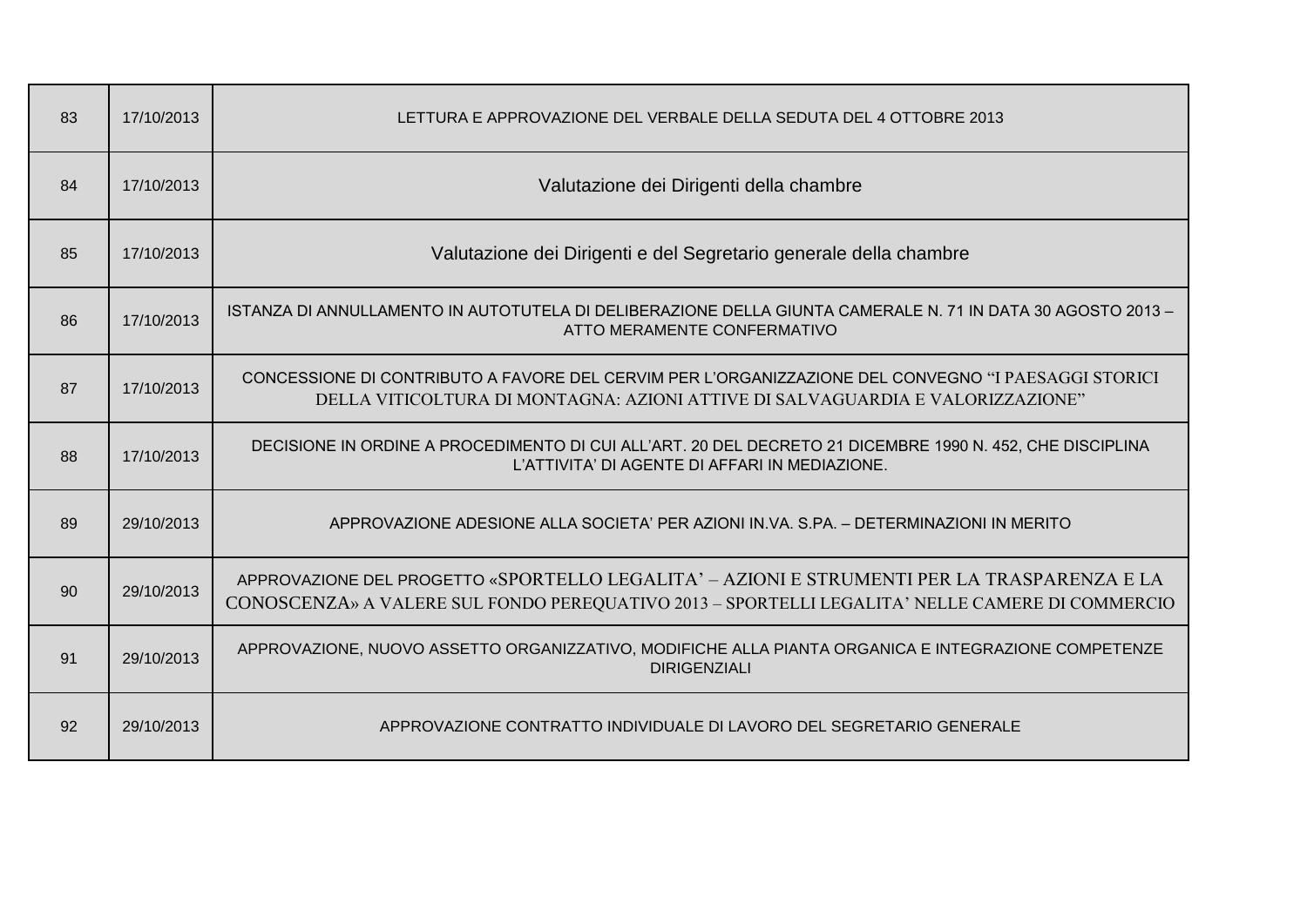| 83 | 17/10/2013 | LETTURA E APPROVAZIONE DEL VERBALE DELLA SEDUTA DEL 4 OTTOBRE 2013 |
|---|---|---|
| 84 | 17/10/2013 | Valutazione dei Dirigenti della chambre |
| 85 | 17/10/2013 | Valutazione dei Dirigenti e del Segretario generale della chambre |
| 86 | 17/10/2013 | ISTANZA DI ANNULLAMENTO IN AUTOTUTELA DI DELIBERAZIONE DELLA GIUNTA CAMERALE N. 71 IN DATA 30 AGOSTO 2013 – ATTO MERAMENTE CONFERMATIVO |
| 87 | 17/10/2013 | CONCESSIONE DI CONTRIBUTO A FAVORE DEL CERVIM PER L'ORGANIZZAZIONE DEL CONVEGNO "I PAESAGGI STORICI DELLA VITICOLTURA DI MONTAGNA: AZIONI ATTIVE DI SALVAGUARDIA E VALORIZZAZIONE" |
| 88 | 17/10/2013 | DECISIONE IN ORDINE A PROCEDIMENTO DI CUI ALL'ART. 20 DEL DECRETO 21 DICEMBRE 1990 N. 452, CHE DISCIPLINA L'ATTIVITA' DI AGENTE DI AFFARI IN MEDIAZIONE. |
| 89 | 29/10/2013 | APPROVAZIONE ADESIONE ALLA SOCIETA' PER AZIONI IN.VA. S.PA. – DETERMINAZIONI IN MERITO |
| 90 | 29/10/2013 | APPROVAZIONE DEL PROGETTO «SPORTELLO LEGALITA' – AZIONI E STRUMENTI PER LA TRASPARENZA E LA CONOSCENZA» A VALERE SUL FONDO PEREQUATIVO 2013 – SPORTELLI LEGALITA' NELLE CAMERE DI COMMERCIO |
| 91 | 29/10/2013 | APPROVAZIONE, NUOVO ASSETTO ORGANIZZATIVO, MODIFICHE ALLA PIANTA ORGANICA E INTEGRAZIONE COMPETENZE DIRIGENZIALI |
| 92 | 29/10/2013 | APPROVAZIONE CONTRATTO INDIVIDUALE DI LAVORO DEL SEGRETARIO GENERALE |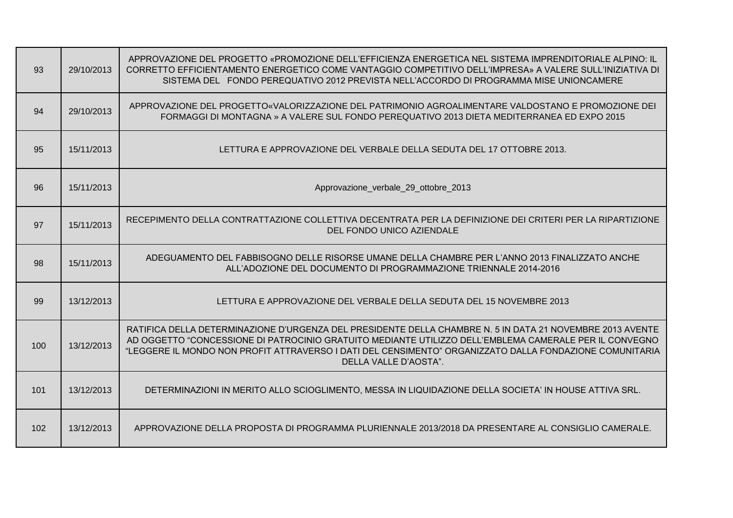| 93 | 29/10/2013 | APPROVAZIONE DEL PROGETTO «PROMOZIONE DELL'EFFICIENZA ENERGETICA NEL SISTEMA IMPRENDITORIALE ALPINO: IL CORRETTO EFFICIENTAMENTO ENERGETICO COME VANTAGGIO COMPETITIVO DELL'IMPRESA» A VALERE SULL'INIZIATIVA DI SISTEMA DEL FONDO PEREQUATIVO 2012 PREVISTA NELL'ACCORDO DI PROGRAMMA MISE UNIONCAMERE |
|---|---|---|
| 94 | 29/10/2013 | APPROVAZIONE DEL PROGETTO«VALORIZZAZIONE DEL PATRIMONIO AGROALIMENTARE VALDOSTANO E PROMOZIONE DEI FORMAGGI DI MONTAGNA » A VALERE SUL FONDO PEREQUATIVO 2013 DIETA MEDITERRANEA ED EXPO 2015 |
| 95 | 15/11/2013 | LETTURA E APPROVAZIONE DEL VERBALE DELLA SEDUTA DEL 17 OTTOBRE 2013. |
| 96 | 15/11/2013 | Approvazione_verbale_29_ottobre_2013 |
| 97 | 15/11/2013 | RECEPIMENTO DELLA CONTRATTAZIONE COLLETTIVA DECENTRATA PER LA DEFINIZIONE DEI CRITERI PER LA RIPARTIZIONE DEL FONDO UNICO AZIENDALE |
| 98 | 15/11/2013 | ADEGUAMENTO DEL FABBISOGNO DELLE RISORSE UMANE DELLA CHAMBRE PER L'ANNO 2013 FINALIZZATO ANCHE ALL'ADOZIONE DEL DOCUMENTO DI PROGRAMMAZIONE TRIENNALE 2014-2016 |
| 99 | 13/12/2013 | LETTURA E APPROVAZIONE DEL VERBALE DELLA SEDUTA DEL 15 NOVEMBRE 2013 |
| 100 | 13/12/2013 | RATIFICA DELLA DETERMINAZIONE D'URGENZA DEL PRESIDENTE DELLA CHAMBRE N. 5 IN DATA 21 NOVEMBRE 2013 AVENTE AD OGGETTO "CONCESSIONE DI PATROCINIO GRATUITO MEDIANTE UTILIZZO DELL'EMBLEMA CAMERALE PER IL CONVEGNO "LEGGERE IL MONDO NON PROFIT ATTRAVERSO I DATI DEL CENSIMENTO" ORGANIZZATO DALLA FONDAZIONE COMUNITARIA DELLA VALLE D'AOSTA". |
| 101 | 13/12/2013 | DETERMINAZIONI IN MERITO ALLO SCIOGLIMENTO, MESSA IN LIQUIDAZIONE DELLA SOCIETA' IN HOUSE ATTIVA SRL. |
| 102 | 13/12/2013 | APPROVAZIONE DELLA PROPOSTA DI PROGRAMMA PLURIENNALE 2013/2018 DA PRESENTARE AL CONSIGLIO CAMERALE. |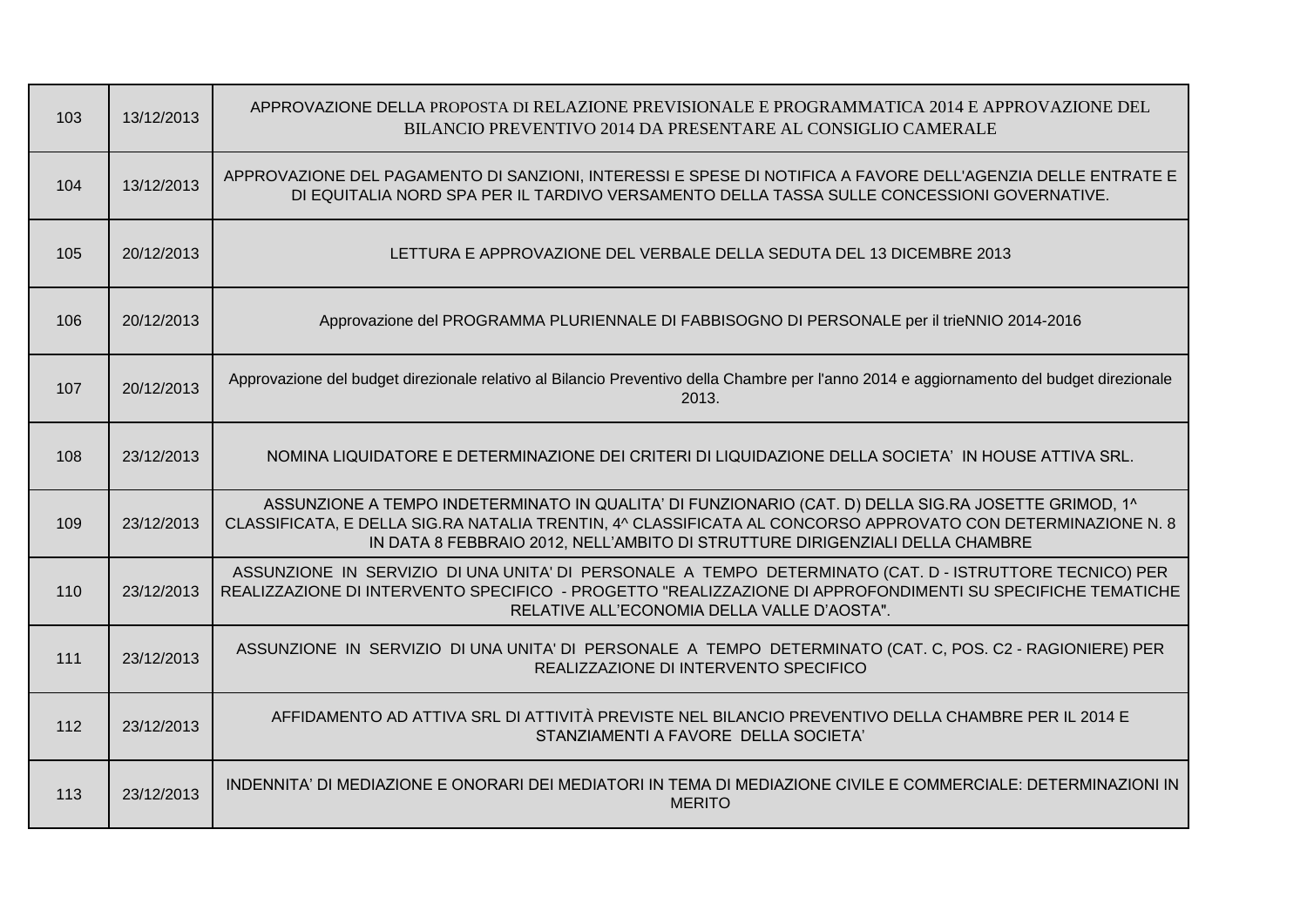| | | |
|---|---|---|
| 103 | 13/12/2013 | APPROVAZIONE DELLA PROPOSTA DI RELAZIONE PREVISIONALE E PROGRAMMATICA 2014 E APPROVAZIONE DEL BILANCIO PREVENTIVO 2014 DA PRESENTARE AL CONSIGLIO CAMERALE |
| 104 | 13/12/2013 | APPROVAZIONE DEL PAGAMENTO DI SANZIONI, INTERESSI E SPESE DI NOTIFICA A FAVORE DELL'AGENZIA DELLE ENTRATE E DI EQUITALIA NORD SPA PER IL TARDIVO VERSAMENTO DELLA TASSA SULLE CONCESSIONI GOVERNATIVE. |
| 105 | 20/12/2013 | LETTURA E APPROVAZIONE DEL VERBALE DELLA SEDUTA DEL 13 DICEMBRE 2013 |
| 106 | 20/12/2013 | Approvazione del PROGRAMMA PLURIENNALE DI FABBISOGNO DI PERSONALE per il trieNNIO 2014-2016 |
| 107 | 20/12/2013 | Approvazione del budget direzionale relativo al Bilancio Preventivo della Chambre per l'anno 2014 e aggiornamento del budget direzionale 2013. |
| 108 | 23/12/2013 | NOMINA LIQUIDATORE E DETERMINAZIONE DEI CRITERI DI LIQUIDAZIONE DELLA SOCIETA' IN HOUSE ATTIVA SRL. |
| 109 | 23/12/2013 | ASSUNZIONE A TEMPO INDETERMINATO IN QUALITA' DI FUNZIONARIO (CAT. D) DELLA SIG.RA JOSETTE GRIMOD, 1^ CLASSIFICATA, E DELLA SIG.RA NATALIA TRENTIN, 4^ CLASSIFICATA AL CONCORSO APPROVATO CON DETERMINAZIONE N. 8 IN DATA 8 FEBBRAIO 2012, NELL'AMBITO DI STRUTTURE DIRIGENZIALI DELLA CHAMBRE |
| 110 | 23/12/2013 | ASSUNZIONE IN SERVIZIO DI UNA UNITA' DI PERSONALE A TEMPO DETERMINATO (CAT. D - ISTRUTTORE TECNICO) PER REALIZZAZIONE DI INTERVENTO SPECIFICO - PROGETTO "REALIZZAZIONE DI APPROFONDIMENTI SU SPECIFICHE TEMATICHE RELATIVE ALL'ECONOMIA DELLA VALLE D'AOSTA". |
| 111 | 23/12/2013 | ASSUNZIONE IN SERVIZIO DI UNA UNITA' DI PERSONALE A TEMPO DETERMINATO (CAT. C, POS. C2 - RAGIONIERE) PER REALIZZAZIONE DI INTERVENTO SPECIFICO |
| 112 | 23/12/2013 | AFFIDAMENTO AD ATTIVA SRL DI ATTIVITÀ PREVISTE NEL BILANCIO PREVENTIVO DELLA CHAMBRE PER IL 2014 E STANZIAMENTI A FAVORE DELLA SOCIETA' |
| 113 | 23/12/2013 | INDENNITA' DI MEDIAZIONE E ONORARI DEI MEDIATORI IN TEMA DI MEDIAZIONE CIVILE E COMMERCIALE: DETERMINAZIONI IN MERITO |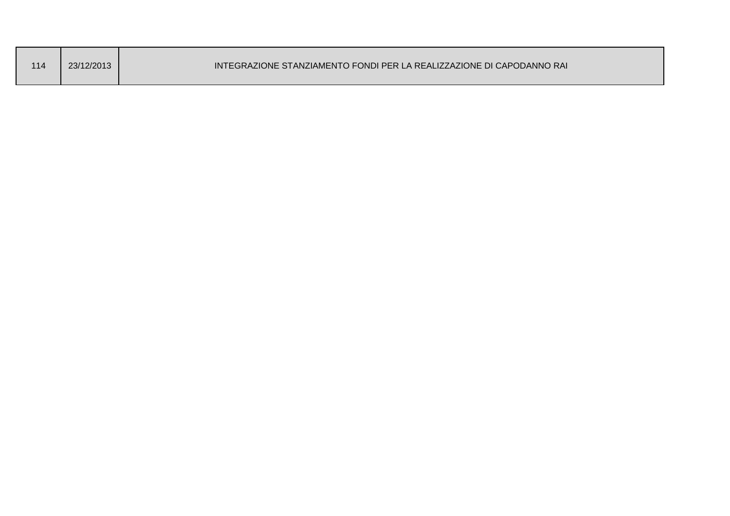| | | |
|---|---|---|
| 114 | 23/12/2013 | INTEGRAZIONE STANZIAMENTO FONDI PER LA REALIZZAZIONE DI CAPODANNO RAI |